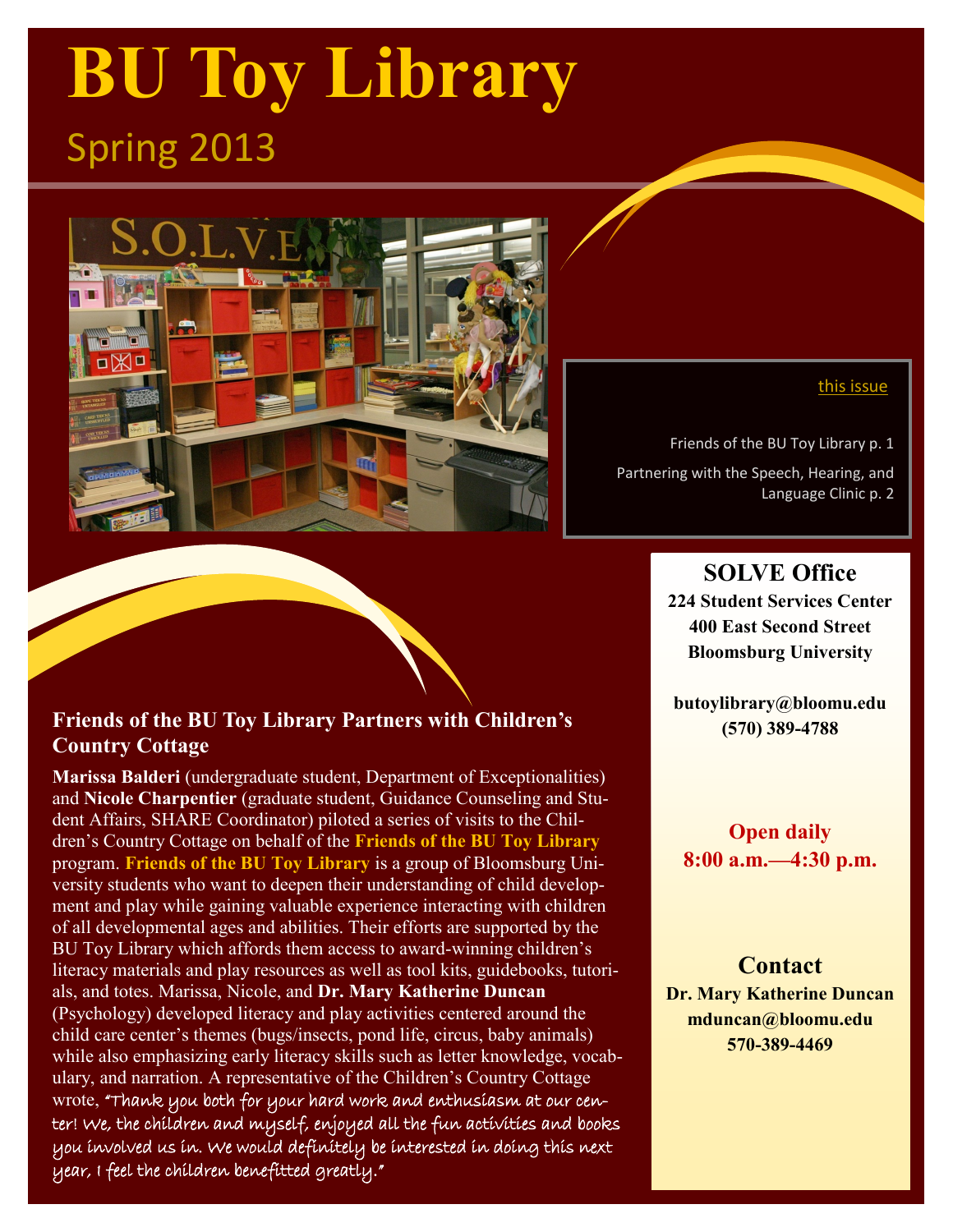# BU Toy Library

## Spring 2013

**this issue**

Friends of the BU Toy Library p. 1

Partnering with the Speech, Hearing, and Language Clinic p. 2

### SOLVE Office

**224 Student Services Center**
**400 East Second Street**
**Bloomsburg University**

**butoylibrary@bloomu.edu**
**(570) 389-4788**

**Open daily**
**8:00 a.m.—4:30 p.m.**

### Contact

**Dr. Mary Katherine Duncan**
**mduncan@bloomu.edu**
**570-389-4469**

### Friends of the BU Toy Library Partners with Children's Country Cottage

**Marissa Balderi** (undergraduate student, Department of Exceptionalities) and **Nicole Charpentier** (graduate student, Guidance Counseling and Student Affairs, SHARE Coordinator) piloted a series of visits to the Children's Country Cottage on behalf of the **Friends of the BU Toy Library** program. **Friends of the BU Toy Library** is a group of Bloomsburg University students who want to deepen their understanding of child development and play while gaining valuable experience interacting with children of all developmental ages and abilities. Their efforts are supported by the BU Toy Library which affords them access to award-winning children's literacy materials and play resources as well as tool kits, guidebooks, tutorials, and totes. Marissa, Nicole, and **Dr. Mary Katherine Duncan** (Psychology) developed literacy and play activities centered around the child care center's themes (bugs/insects, pond life, circus, baby animals) while also emphasizing early literacy skills such as letter knowledge, vocabulary, and narration. A representative of the Children's Country Cottage wrote, "Thank you both for your hard work and enthusiasm at our center! We, the children and myself, enjoyed all the fun activities and books you involved us in. We would definitely be interested in doing this next year, I feel the children benefitted greatly."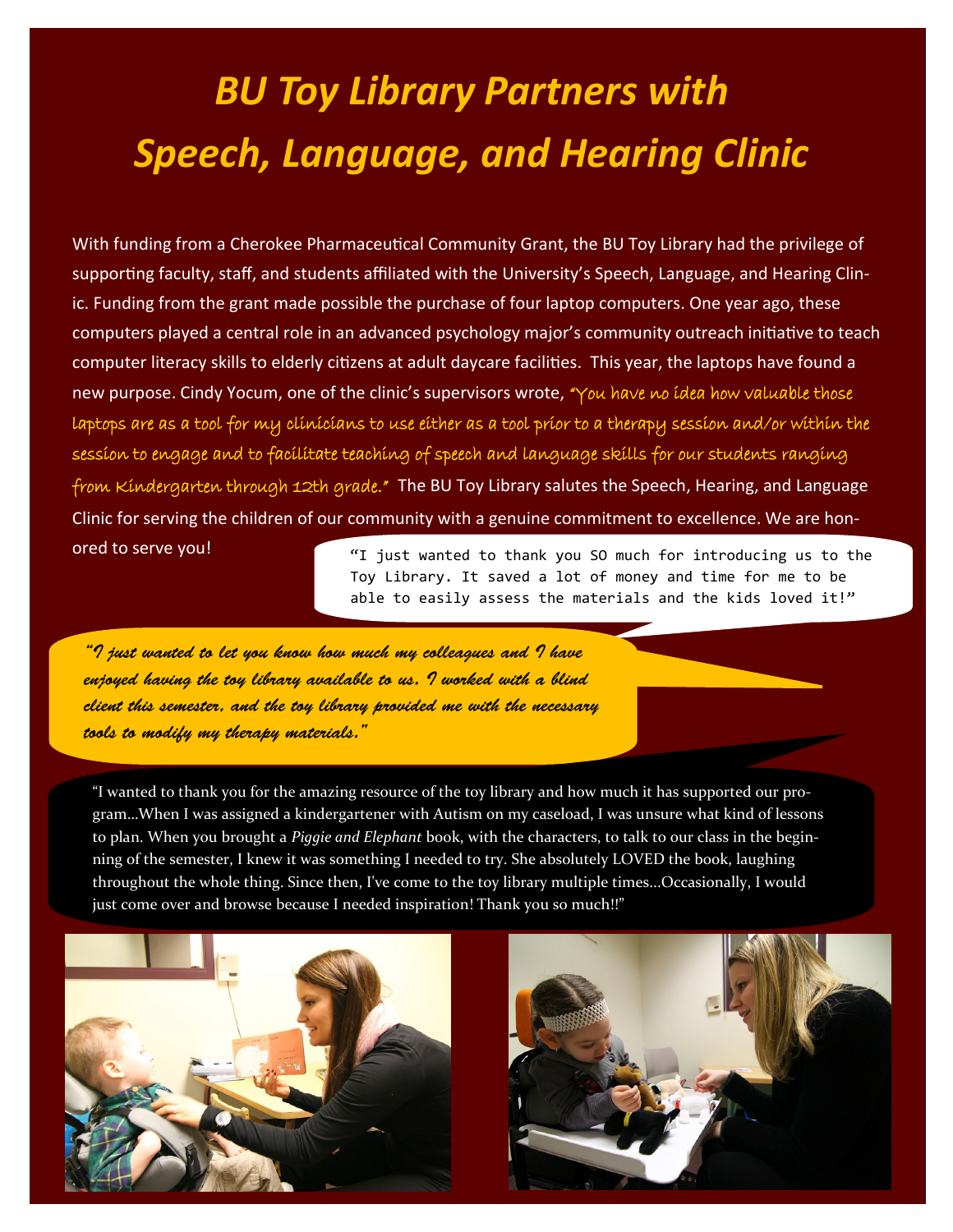# *BU Toy Library Partners with Speech, Language, and Hearing Clinic*

With funding from a Cherokee Pharmaceutical Community Grant, the BU Toy Library had the privilege of supporting faculty, staff, and students affiliated with the University's Speech, Language, and Hearing Clinic. Funding from the grant made possible the purchase of four laptop computers. One year ago, these computers played a central role in an advanced psychology major's community outreach initiative to teach computer literacy skills to elderly citizens at adult daycare facilities. This year, the laptops have found a new purpose. Cindy Yocum, one of the clinic's supervisors wrote, "You have no idea how valuable those laptops are as a tool for my clinicians to use either as a tool prior to a therapy session and/or within the session to engage and to facilitate teaching of speech and language skills for our students ranging from Kindergarten through 12th grade." The BU Toy Library salutes the Speech, Hearing, and Language Clinic for serving the children of our community with a genuine commitment to excellence. We are honored to serve you!

"I just wanted to thank you SO much for introducing us to the Toy Library. It saved a lot of money and time for me to be able to easily assess the materials and the kids loved it!"

*"I just wanted to let you know how much my colleagues and I have enjoyed having the toy library available to us. I worked with a blind client this semester, and the toy library provided me with the necessary tools to modify my therapy materials."*

"I wanted to thank you for the amazing resource of the toy library and how much it has supported our program...When I was assigned a kindergartener with Autism on my caseload, I was unsure what kind of lessons to plan. When you brought a *Piggie and Elephant* book, with the characters, to talk to our class in the beginning of the semester, I knew it was something I needed to try. She absolutely LOVED the book, laughing throughout the whole thing. Since then, I've come to the toy library multiple times...Occasionally, I would just come over and browse because I needed inspiration! Thank you so much!!"